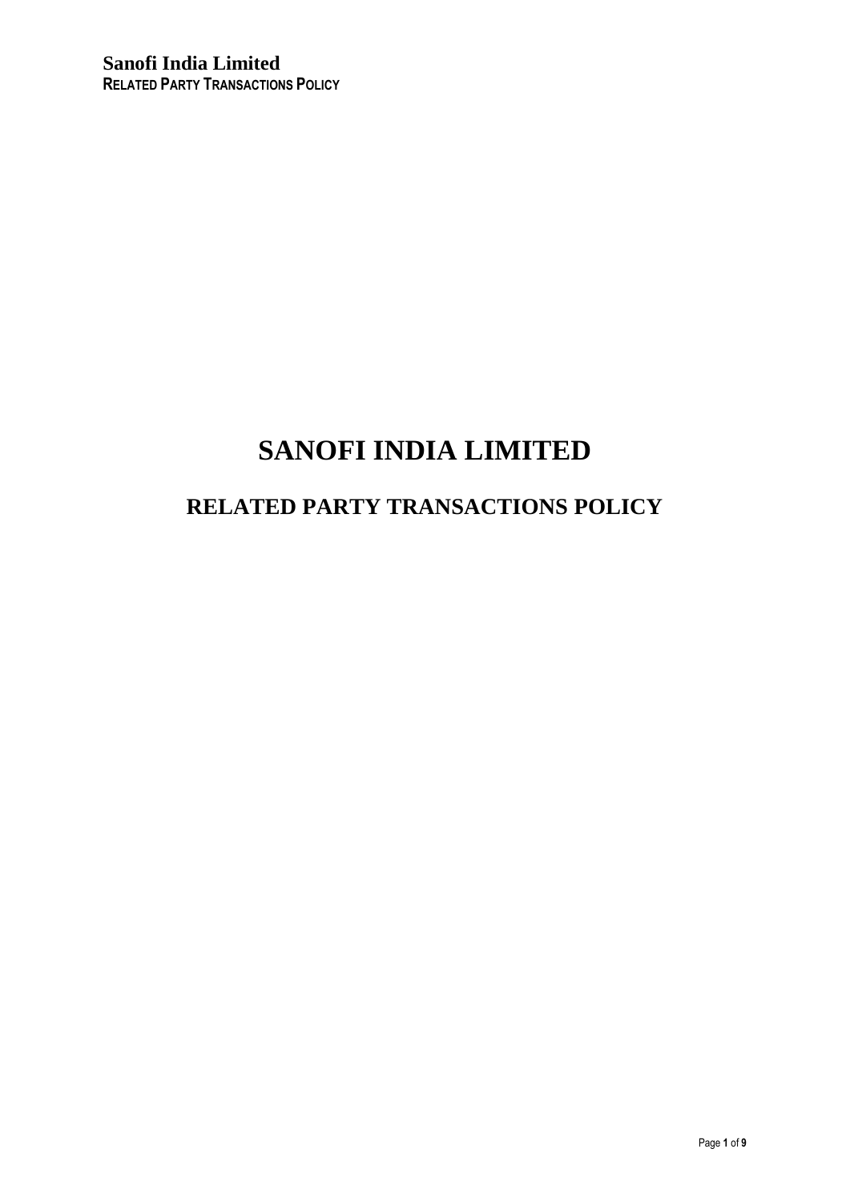# SANOFI INDIA LIMITED

## RELATED PARTY TRANSACTIONS POLICY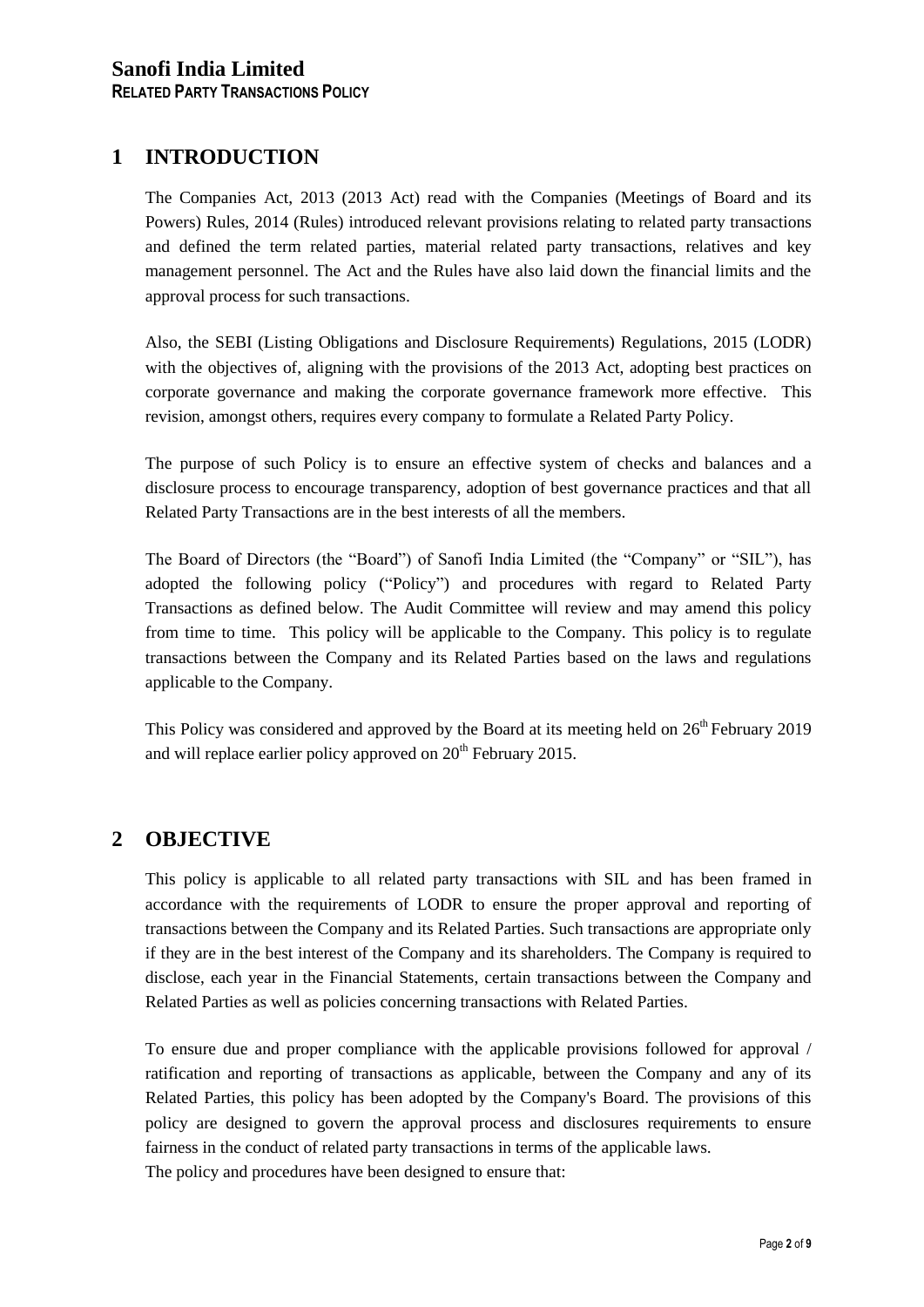# 1 INTRODUCTION

The Companies Act, 2013 (2013 Act) read with the Companies (Meetings of Board and its Powers) Rules, 2014 (Rules) introduced relevant provisions relating to related party transactions and defined the term related parties, material related party transactions, relatives and key management personnel. The Act and the Rules have also laid down the financial limits and the approval process for such transactions.

Also, the SEBI (Listing Obligations and Disclosure Requirements) Regulations, 2015 (LODR) with the objectives of, aligning with the provisions of the 2013 Act, adopting best practices on corporate governance and making the corporate governance framework more effective. This revision, amongst others, requires every company to formulate a Related Party Policy.

The purpose of such Policy is to ensure an effective system of checks and balances and a disclosure process to encourage transparency, adoption of best governance practices and that all Related Party Transactions are in the best interests of all the members.

The Board of Directors (the "Board") of Sanofi India Limited (the "Company" or "SIL"), has adopted the following policy ("Policy") and procedures with regard to Related Party Transactions as defined below. The Audit Committee will review and may amend this policy from time to time. This policy will be applicable to the Company. This policy is to regulate transactions between the Company and its Related Parties based on the laws and regulations applicable to the Company.

This Policy was considered and approved by the Board at its meeting held on 26th February 2019 and will replace earlier policy approved on 20th February 2015.

# 2 OBJECTIVE

This policy is applicable to all related party transactions with SIL and has been framed in accordance with the requirements of LODR to ensure the proper approval and reporting of transactions between the Company and its Related Parties. Such transactions are appropriate only if they are in the best interest of the Company and its shareholders. The Company is required to disclose, each year in the Financial Statements, certain transactions between the Company and Related Parties as well as policies concerning transactions with Related Parties.

To ensure due and proper compliance with the applicable provisions followed for approval / ratification and reporting of transactions as applicable, between the Company and any of its Related Parties, this policy has been adopted by the Company's Board. The provisions of this policy are designed to govern the approval process and disclosures requirements to ensure fairness in the conduct of related party transactions in terms of the applicable laws.
The policy and procedures have been designed to ensure that: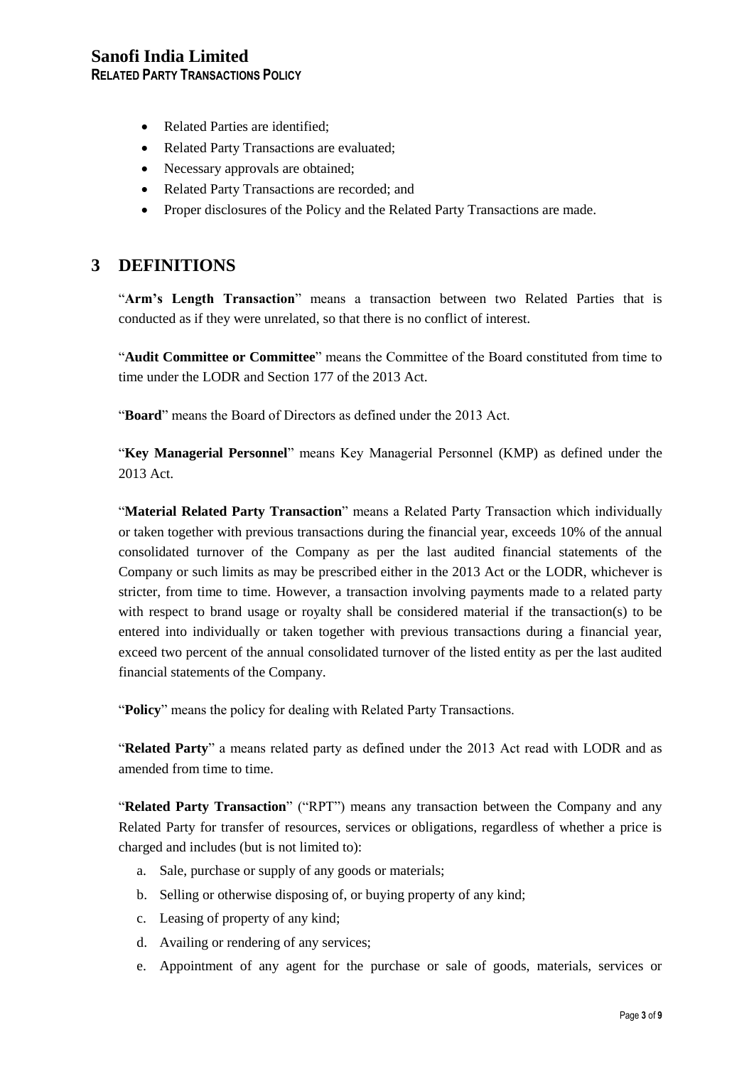- Related Parties are identified;
- Related Party Transactions are evaluated;
- Necessary approvals are obtained;
- Related Party Transactions are recorded; and
- Proper disclosures of the Policy and the Related Party Transactions are made.

# 3 DEFINITIONS

"**Arm's Length Transaction**" means a transaction between two Related Parties that is conducted as if they were unrelated, so that there is no conflict of interest.

"**Audit Committee or Committee**" means the Committee of the Board constituted from time to time under the LODR and Section 177 of the 2013 Act.

"**Board**" means the Board of Directors as defined under the 2013 Act.

"**Key Managerial Personnel**" means Key Managerial Personnel (KMP) as defined under the 2013 Act.

"**Material Related Party Transaction**" means a Related Party Transaction which individually or taken together with previous transactions during the financial year, exceeds 10% of the annual consolidated turnover of the Company as per the last audited financial statements of the Company or such limits as may be prescribed either in the 2013 Act or the LODR, whichever is stricter, from time to time. However, a transaction involving payments made to a related party with respect to brand usage or royalty shall be considered material if the transaction(s) to be entered into individually or taken together with previous transactions during a financial year, exceed two percent of the annual consolidated turnover of the listed entity as per the last audited financial statements of the Company.

"**Policy**" means the policy for dealing with Related Party Transactions.

"**Related Party**" a means related party as defined under the 2013 Act read with LODR and as amended from time to time.

"**Related Party Transaction**" ("RPT") means any transaction between the Company and any Related Party for transfer of resources, services or obligations, regardless of whether a price is charged and includes (but is not limited to):

a. Sale, purchase or supply of any goods or materials;
b. Selling or otherwise disposing of, or buying property of any kind;
c. Leasing of property of any kind;
d. Availing or rendering of any services;
e. Appointment of any agent for the purchase or sale of goods, materials, services or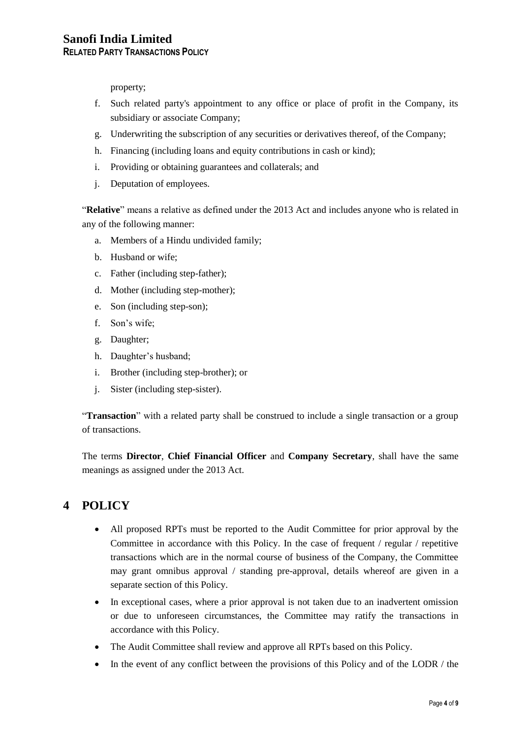property;

f. Such related party's appointment to any office or place of profit in the Company, its subsidiary or associate Company;
g. Underwriting the subscription of any securities or derivatives thereof, of the Company;
h. Financing (including loans and equity contributions in cash or kind);
i. Providing or obtaining guarantees and collaterals; and
j. Deputation of employees.

"**Relative**" means a relative as defined under the 2013 Act and includes anyone who is related in any of the following manner:

a. Members of a Hindu undivided family;
b. Husband or wife;
c. Father (including step-father);
d. Mother (including step-mother);
e. Son (including step-son);
f. Son's wife;
g. Daughter;
h. Daughter's husband;
i. Brother (including step-brother); or
j. Sister (including step-sister).

"**Transaction**" with a related party shall be construed to include a single transaction or a group of transactions.

The terms **Director**, **Chief Financial Officer** and **Company Secretary**, shall have the same meanings as assigned under the 2013 Act.

# 4 POLICY

- All proposed RPTs must be reported to the Audit Committee for prior approval by the Committee in accordance with this Policy. In the case of frequent / regular / repetitive transactions which are in the normal course of business of the Company, the Committee may grant omnibus approval / standing pre-approval, details whereof are given in a separate section of this Policy.
- In exceptional cases, where a prior approval is not taken due to an inadvertent omission or due to unforeseen circumstances, the Committee may ratify the transactions in accordance with this Policy.
- The Audit Committee shall review and approve all RPTs based on this Policy.
- In the event of any conflict between the provisions of this Policy and of the LODR / the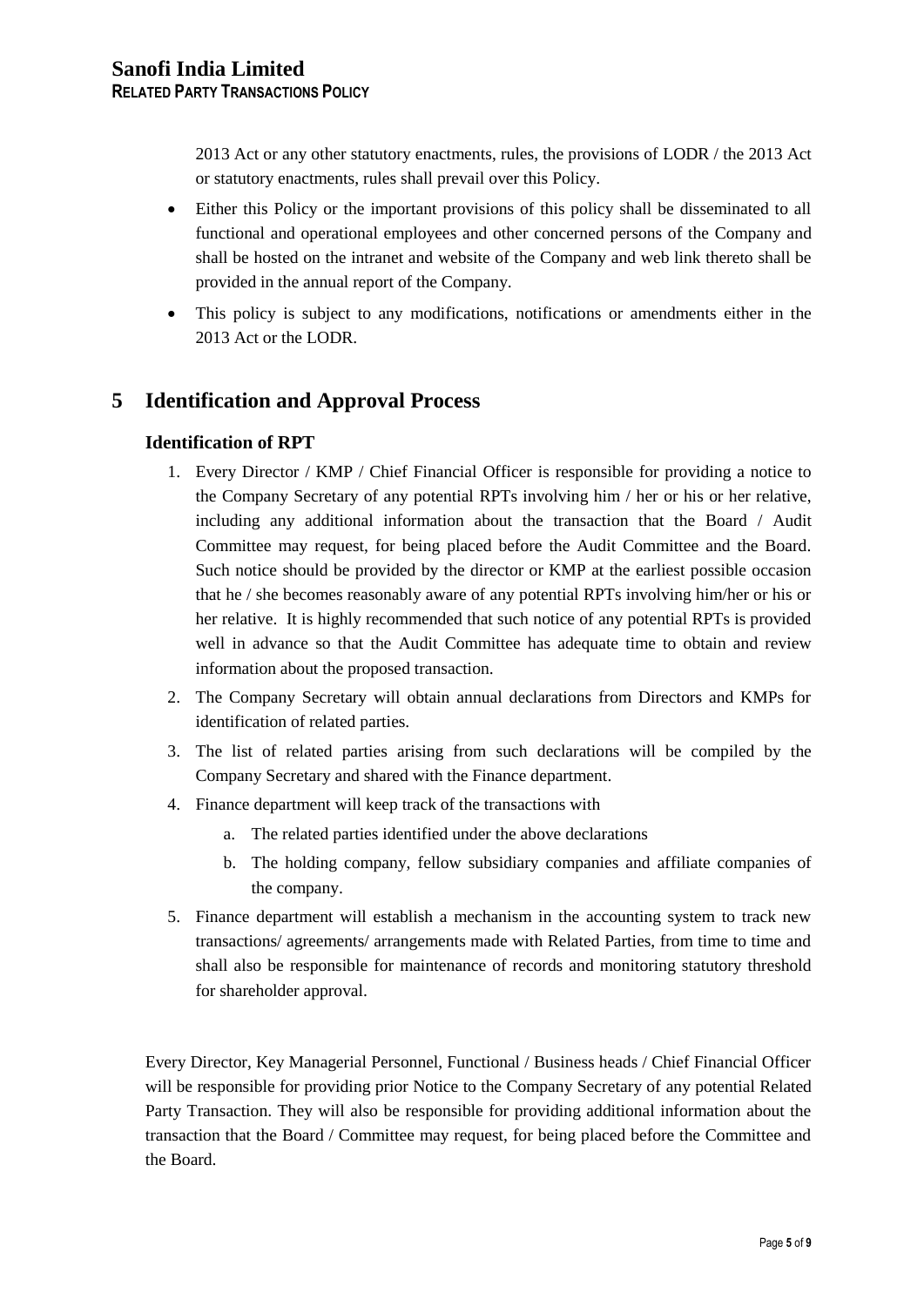2013 Act or any other statutory enactments, rules, the provisions of LODR / the 2013 Act or statutory enactments, rules shall prevail over this Policy.

- Either this Policy or the important provisions of this policy shall be disseminated to all functional and operational employees and other concerned persons of the Company and shall be hosted on the intranet and website of the Company and web link thereto shall be provided in the annual report of the Company.
- This policy is subject to any modifications, notifications or amendments either in the 2013 Act or the LODR.

# 5 Identification and Approval Process

### Identification of RPT

1. Every Director / KMP / Chief Financial Officer is responsible for providing a notice to the Company Secretary of any potential RPTs involving him / her or his or her relative, including any additional information about the transaction that the Board / Audit Committee may request, for being placed before the Audit Committee and the Board. Such notice should be provided by the director or KMP at the earliest possible occasion that he / she becomes reasonably aware of any potential RPTs involving him/her or his or her relative. It is highly recommended that such notice of any potential RPTs is provided well in advance so that the Audit Committee has adequate time to obtain and review information about the proposed transaction.
2. The Company Secretary will obtain annual declarations from Directors and KMPs for identification of related parties.
3. The list of related parties arising from such declarations will be compiled by the Company Secretary and shared with the Finance department.
4. Finance department will keep track of the transactions with
   a. The related parties identified under the above declarations
   b. The holding company, fellow subsidiary companies and affiliate companies of the company.
5. Finance department will establish a mechanism in the accounting system to track new transactions/ agreements/ arrangements made with Related Parties, from time to time and shall also be responsible for maintenance of records and monitoring statutory threshold for shareholder approval.

Every Director, Key Managerial Personnel, Functional / Business heads / Chief Financial Officer will be responsible for providing prior Notice to the Company Secretary of any potential Related Party Transaction. They will also be responsible for providing additional information about the transaction that the Board / Committee may request, for being placed before the Committee and the Board.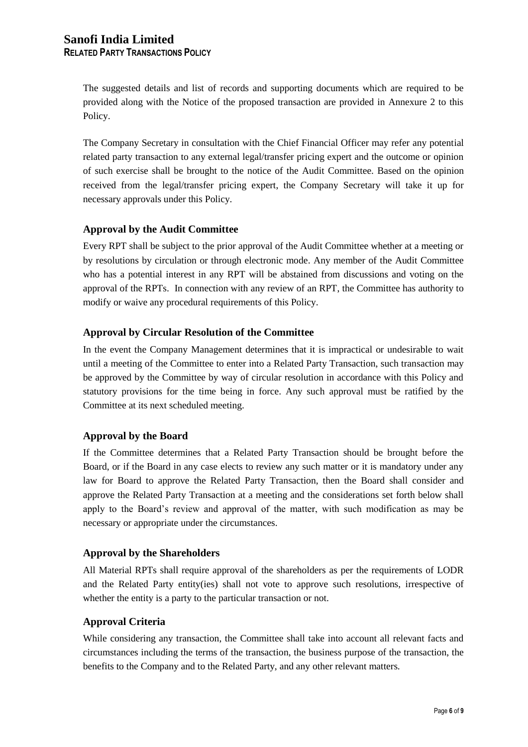The suggested details and list of records and supporting documents which are required to be provided along with the Notice of the proposed transaction are provided in Annexure 2 to this Policy.

The Company Secretary in consultation with the Chief Financial Officer may refer any potential related party transaction to any external legal/transfer pricing expert and the outcome or opinion of such exercise shall be brought to the notice of the Audit Committee. Based on the opinion received from the legal/transfer pricing expert, the Company Secretary will take it up for necessary approvals under this Policy.

### Approval by the Audit Committee

Every RPT shall be subject to the prior approval of the Audit Committee whether at a meeting or by resolutions by circulation or through electronic mode. Any member of the Audit Committee who has a potential interest in any RPT will be abstained from discussions and voting on the approval of the RPTs. In connection with any review of an RPT, the Committee has authority to modify or waive any procedural requirements of this Policy.

### Approval by Circular Resolution of the Committee

In the event the Company Management determines that it is impractical or undesirable to wait until a meeting of the Committee to enter into a Related Party Transaction, such transaction may be approved by the Committee by way of circular resolution in accordance with this Policy and statutory provisions for the time being in force. Any such approval must be ratified by the Committee at its next scheduled meeting.

### Approval by the Board

If the Committee determines that a Related Party Transaction should be brought before the Board, or if the Board in any case elects to review any such matter or it is mandatory under any law for Board to approve the Related Party Transaction, then the Board shall consider and approve the Related Party Transaction at a meeting and the considerations set forth below shall apply to the Board's review and approval of the matter, with such modification as may be necessary or appropriate under the circumstances.

### Approval by the Shareholders

All Material RPTs shall require approval of the shareholders as per the requirements of LODR and the Related Party entity(ies) shall not vote to approve such resolutions, irrespective of whether the entity is a party to the particular transaction or not.

### Approval Criteria

While considering any transaction, the Committee shall take into account all relevant facts and circumstances including the terms of the transaction, the business purpose of the transaction, the benefits to the Company and to the Related Party, and any other relevant matters.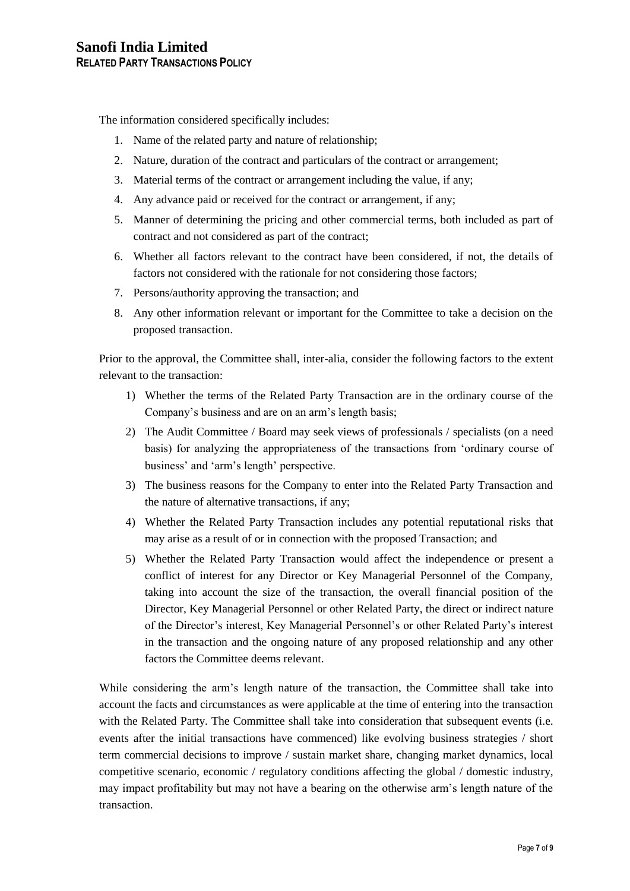The information considered specifically includes:

1. Name of the related party and nature of relationship;
2. Nature, duration of the contract and particulars of the contract or arrangement;
3. Material terms of the contract or arrangement including the value, if any;
4. Any advance paid or received for the contract or arrangement, if any;
5. Manner of determining the pricing and other commercial terms, both included as part of contract and not considered as part of the contract;
6. Whether all factors relevant to the contract have been considered, if not, the details of factors not considered with the rationale for not considering those factors;
7. Persons/authority approving the transaction; and
8. Any other information relevant or important for the Committee to take a decision on the proposed transaction.

Prior to the approval, the Committee shall, inter-alia, consider the following factors to the extent relevant to the transaction:

1) Whether the terms of the Related Party Transaction are in the ordinary course of the Company's business and are on an arm's length basis;
2) The Audit Committee / Board may seek views of professionals / specialists (on a need basis) for analyzing the appropriateness of the transactions from 'ordinary course of business' and 'arm's length' perspective.
3) The business reasons for the Company to enter into the Related Party Transaction and the nature of alternative transactions, if any;
4) Whether the Related Party Transaction includes any potential reputational risks that may arise as a result of or in connection with the proposed Transaction; and
5) Whether the Related Party Transaction would affect the independence or present a conflict of interest for any Director or Key Managerial Personnel of the Company, taking into account the size of the transaction, the overall financial position of the Director, Key Managerial Personnel or other Related Party, the direct or indirect nature of the Director's interest, Key Managerial Personnel's or other Related Party's interest in the transaction and the ongoing nature of any proposed relationship and any other factors the Committee deems relevant.

While considering the arm's length nature of the transaction, the Committee shall take into account the facts and circumstances as were applicable at the time of entering into the transaction with the Related Party. The Committee shall take into consideration that subsequent events (i.e. events after the initial transactions have commenced) like evolving business strategies / short term commercial decisions to improve / sustain market share, changing market dynamics, local competitive scenario, economic / regulatory conditions affecting the global / domestic industry, may impact profitability but may not have a bearing on the otherwise arm's length nature of the transaction.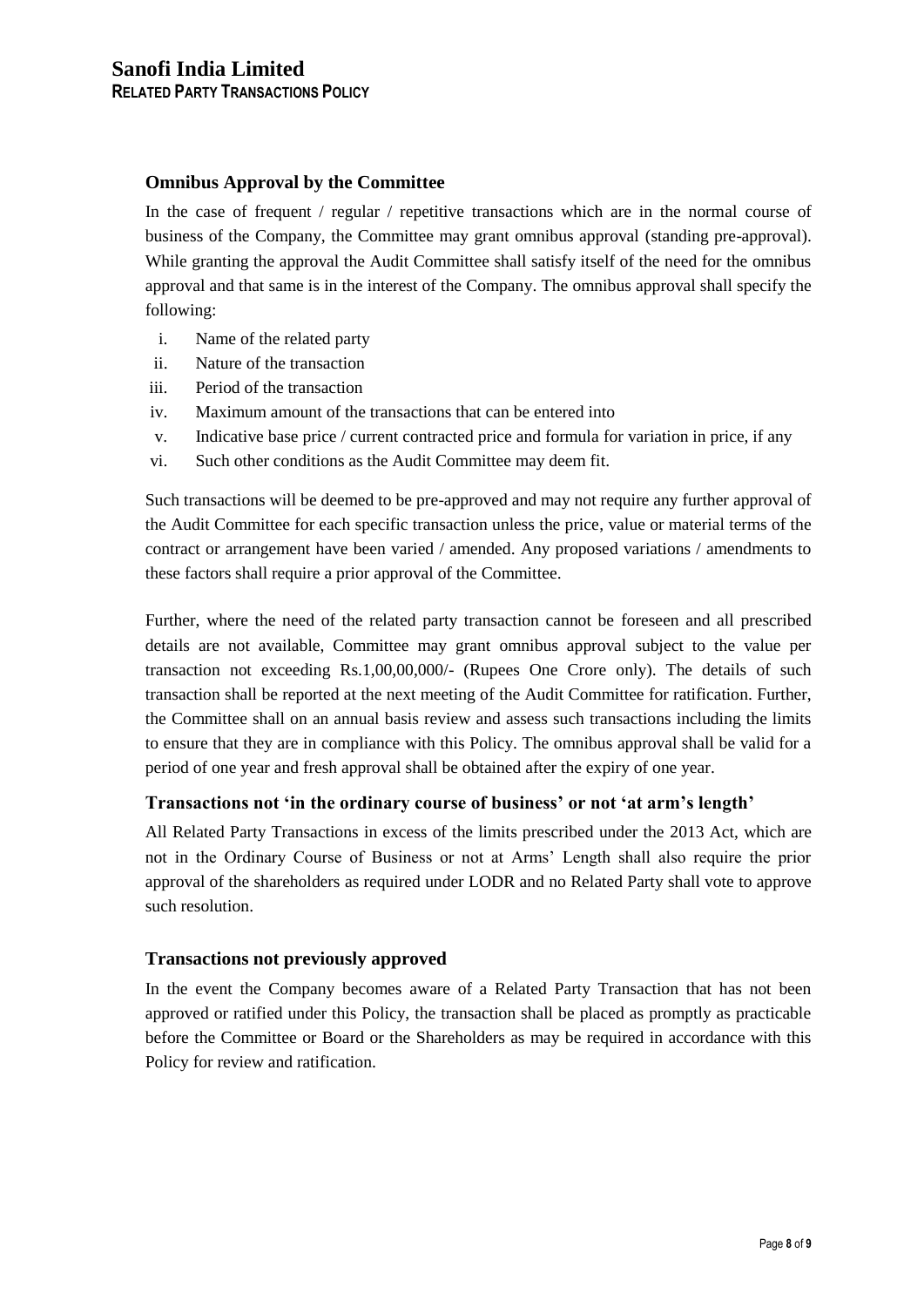### Omnibus Approval by the Committee

In the case of frequent / regular / repetitive transactions which are in the normal course of business of the Company, the Committee may grant omnibus approval (standing pre-approval). While granting the approval the Audit Committee shall satisfy itself of the need for the omnibus approval and that same is in the interest of the Company. The omnibus approval shall specify the following:

i. Name of the related party
ii. Nature of the transaction
iii. Period of the transaction
iv. Maximum amount of the transactions that can be entered into
v. Indicative base price / current contracted price and formula for variation in price, if any
vi. Such other conditions as the Audit Committee may deem fit.

Such transactions will be deemed to be pre-approved and may not require any further approval of the Audit Committee for each specific transaction unless the price, value or material terms of the contract or arrangement have been varied / amended. Any proposed variations / amendments to these factors shall require a prior approval of the Committee.

Further, where the need of the related party transaction cannot be foreseen and all prescribed details are not available, Committee may grant omnibus approval subject to the value per transaction not exceeding Rs.1,00,00,000/- (Rupees One Crore only). The details of such transaction shall be reported at the next meeting of the Audit Committee for ratification. Further, the Committee shall on an annual basis review and assess such transactions including the limits to ensure that they are in compliance with this Policy. The omnibus approval shall be valid for a period of one year and fresh approval shall be obtained after the expiry of one year.

### Transactions not 'in the ordinary course of business' or not 'at arm's length'

All Related Party Transactions in excess of the limits prescribed under the 2013 Act, which are not in the Ordinary Course of Business or not at Arms' Length shall also require the prior approval of the shareholders as required under LODR and no Related Party shall vote to approve such resolution.

### Transactions not previously approved

In the event the Company becomes aware of a Related Party Transaction that has not been approved or ratified under this Policy, the transaction shall be placed as promptly as practicable before the Committee or Board or the Shareholders as may be required in accordance with this Policy for review and ratification.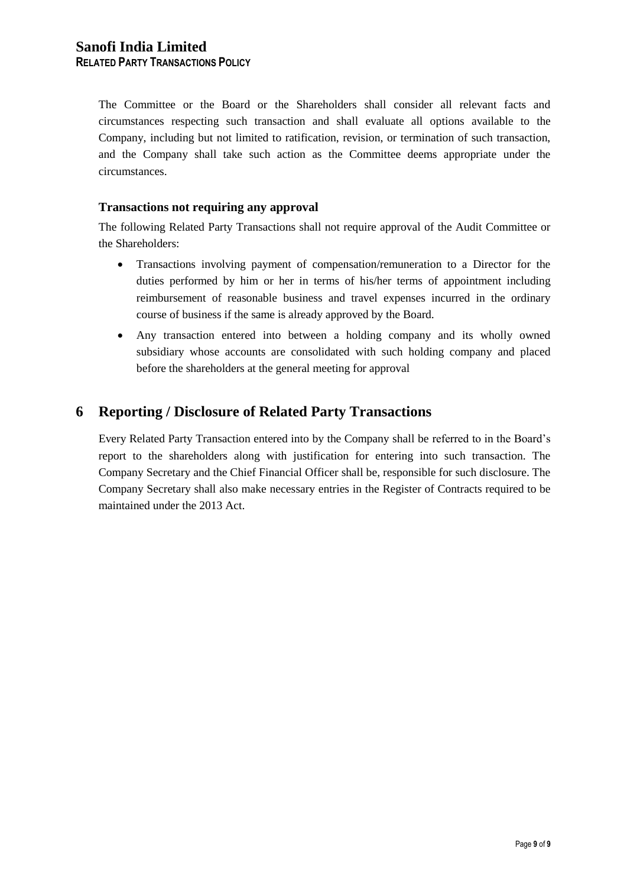The Committee or the Board or the Shareholders shall consider all relevant facts and circumstances respecting such transaction and shall evaluate all options available to the Company, including but not limited to ratification, revision, or termination of such transaction, and the Company shall take such action as the Committee deems appropriate under the circumstances.

### Transactions not requiring any approval

The following Related Party Transactions shall not require approval of the Audit Committee or the Shareholders:

- Transactions involving payment of compensation/remuneration to a Director for the duties performed by him or her in terms of his/her terms of appointment including reimbursement of reasonable business and travel expenses incurred in the ordinary course of business if the same is already approved by the Board.
- Any transaction entered into between a holding company and its wholly owned subsidiary whose accounts are consolidated with such holding company and placed before the shareholders at the general meeting for approval

## 6 Reporting / Disclosure of Related Party Transactions

Every Related Party Transaction entered into by the Company shall be referred to in the Board's report to the shareholders along with justification for entering into such transaction. The Company Secretary and the Chief Financial Officer shall be, responsible for such disclosure. The Company Secretary shall also make necessary entries in the Register of Contracts required to be maintained under the 2013 Act.